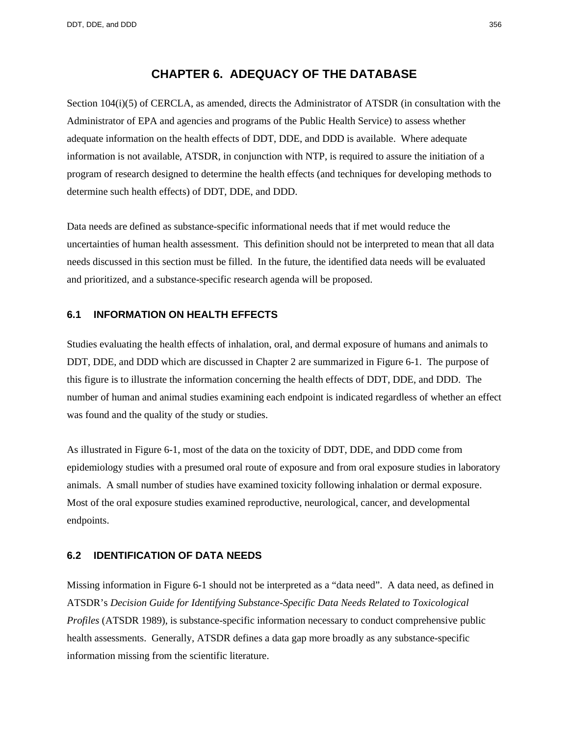# CHAPTER 6. ADEQUACY OF THE DATABASE

Section 104(i)(5) of CERCLA, as amended, directs the Administrator of ATSDR (in consultation with the Administrator of EPA and agencies and programs of the Public Health Service) to assess whether adequate information on the health effects of DDT, DDE, and DDD is available. Where adequate information is not available, ATSDR, in conjunction with NTP, is required to assure the initiation of a program of research designed to determine the health effects (and techniques for developing methods to determine such health effects) of DDT, DDE, and DDD.

Data needs are defined as substance-specific informational needs that if met would reduce the uncertainties of human health assessment. This definition should not be interpreted to mean that all data needs discussed in this section must be filled. In the future, the identified data needs will be evaluated and prioritized, and a substance-specific research agenda will be proposed.

## 6.1 INFORMATION ON HEALTH EFFECTS

Studies evaluating the health effects of inhalation, oral, and dermal exposure of humans and animals to DDT, DDE, and DDD which are discussed in Chapter 2 are summarized in Figure 6-1. The purpose of this figure is to illustrate the information concerning the health effects of DDT, DDE, and DDD. The number of human and animal studies examining each endpoint is indicated regardless of whether an effect was found and the quality of the study or studies.

As illustrated in Figure 6-1, most of the data on the toxicity of DDT, DDE, and DDD come from epidemiology studies with a presumed oral route of exposure and from oral exposure studies in laboratory animals. A small number of studies have examined toxicity following inhalation or dermal exposure. Most of the oral exposure studies examined reproductive, neurological, cancer, and developmental endpoints.

## 6.2 IDENTIFICATION OF DATA NEEDS

Missing information in Figure 6-1 should not be interpreted as a "data need". A data need, as defined in ATSDR's *Decision Guide for Identifying Substance-Specific Data Needs Related to Toxicological Profiles* (ATSDR 1989), is substance-specific information necessary to conduct comprehensive public health assessments. Generally, ATSDR defines a data gap more broadly as any substance-specific information missing from the scientific literature.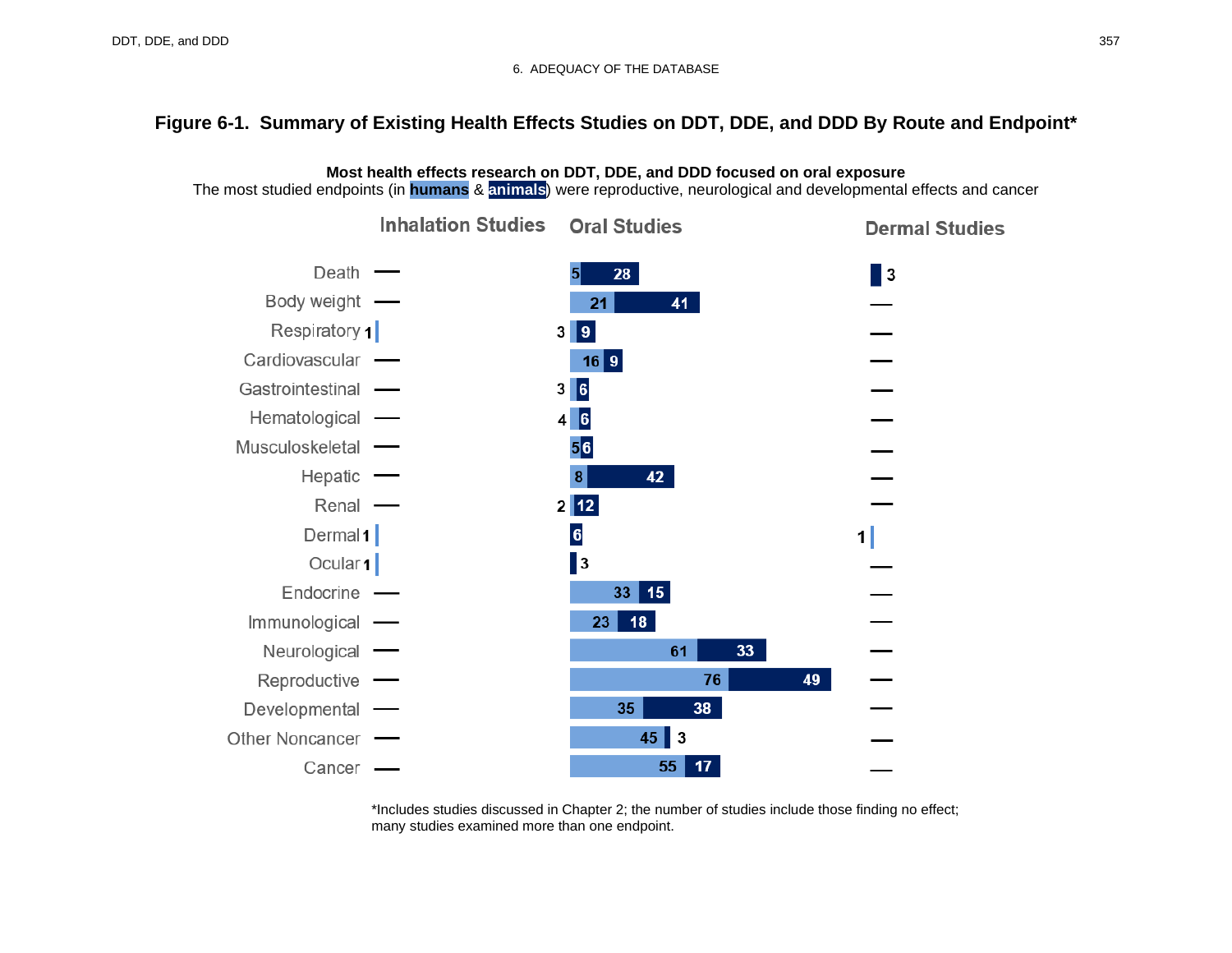## 6. ADEQUACY OF THE DATABASE

### Figure 6-1. Summary of Existing Health Effects Studies on DDT, DDE, and DDD By Route and Endpoint*

**Most health effects research on DDT, DDE, and DDD focused on oral exposure**

The most studied endpoints (in **humans** & **animals**) were reproductive, neurological and developmental effects and cancer

| Endpoint | Inhalation Studies | Oral Studies (humans) | Oral Studies (animals) | Dermal Studies |
|---|---|---|---|---|
| Death | — | 5 | 28 | 3 |
| Body weight | — | 21 | 41 | — |
| Respiratory | 1 | 3 | 9 | — |
| Cardiovascular | — | 16 | 9 | — |
| Gastrointestinal | — | 3 | 6 | — |
| Hematological | — | 4 | 6 | — |
| Musculoskeletal | — | 5 | 6 | — |
| Hepatic | — | 8 | 42 | — |
| Renal | — | 2 | 12 | — |
| Dermal | 1 | | 6 | 1 |
| Ocular | 1 | | 3 | — |
| Endocrine | — | 33 | 15 | — |
| Immunological | — | 23 | 18 | — |
| Neurological | — | 61 | 33 | — |
| Reproductive | — | 76 | 49 | — |
| Developmental | — | 35 | 38 | — |
| Other Noncancer | — | 45 | 3 | — |
| Cancer | — | 55 | 17 | — |

*Includes studies discussed in Chapter 2; the number of studies include those finding no effect; many studies examined more than one endpoint.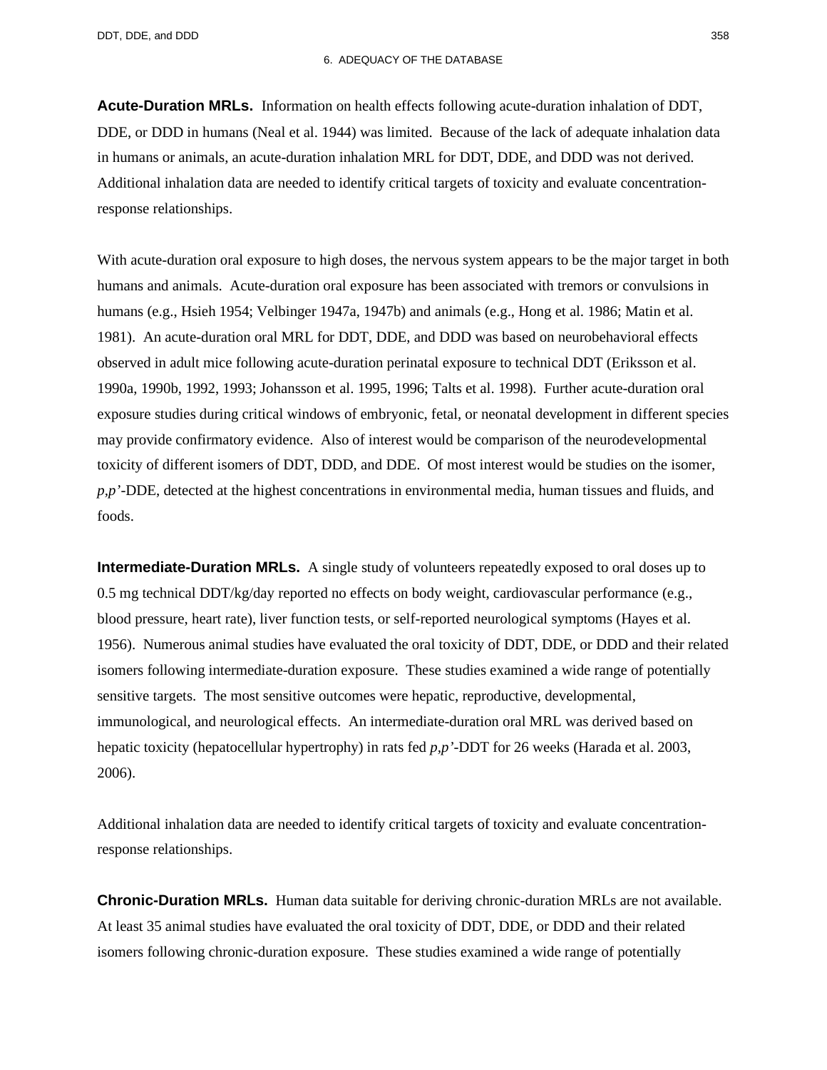**Acute-Duration MRLs.** Information on health effects following acute-duration inhalation of DDT, DDE, or DDD in humans (Neal et al. 1944) was limited. Because of the lack of adequate inhalation data in humans or animals, an acute-duration inhalation MRL for DDT, DDE, and DDD was not derived. Additional inhalation data are needed to identify critical targets of toxicity and evaluate concentration-response relationships.

With acute-duration oral exposure to high doses, the nervous system appears to be the major target in both humans and animals. Acute-duration oral exposure has been associated with tremors or convulsions in humans (e.g., Hsieh 1954; Velbinger 1947a, 1947b) and animals (e.g., Hong et al. 1986; Matin et al. 1981). An acute-duration oral MRL for DDT, DDE, and DDD was based on neurobehavioral effects observed in adult mice following acute-duration perinatal exposure to technical DDT (Eriksson et al. 1990a, 1990b, 1992, 1993; Johansson et al. 1995, 1996; Talts et al. 1998). Further acute-duration oral exposure studies during critical windows of embryonic, fetal, or neonatal development in different species may provide confirmatory evidence. Also of interest would be comparison of the neurodevelopmental toxicity of different isomers of DDT, DDD, and DDE. Of most interest would be studies on the isomer, *p,p'*-DDE, detected at the highest concentrations in environmental media, human tissues and fluids, and foods.

**Intermediate-Duration MRLs.** A single study of volunteers repeatedly exposed to oral doses up to 0.5 mg technical DDT/kg/day reported no effects on body weight, cardiovascular performance (e.g., blood pressure, heart rate), liver function tests, or self-reported neurological symptoms (Hayes et al. 1956). Numerous animal studies have evaluated the oral toxicity of DDT, DDE, or DDD and their related isomers following intermediate-duration exposure. These studies examined a wide range of potentially sensitive targets. The most sensitive outcomes were hepatic, reproductive, developmental, immunological, and neurological effects. An intermediate-duration oral MRL was derived based on hepatic toxicity (hepatocellular hypertrophy) in rats fed *p,p'*-DDT for 26 weeks (Harada et al. 2003, 2006).

Additional inhalation data are needed to identify critical targets of toxicity and evaluate concentration-response relationships.

**Chronic-Duration MRLs.** Human data suitable for deriving chronic-duration MRLs are not available. At least 35 animal studies have evaluated the oral toxicity of DDT, DDE, or DDD and their related isomers following chronic-duration exposure. These studies examined a wide range of potentially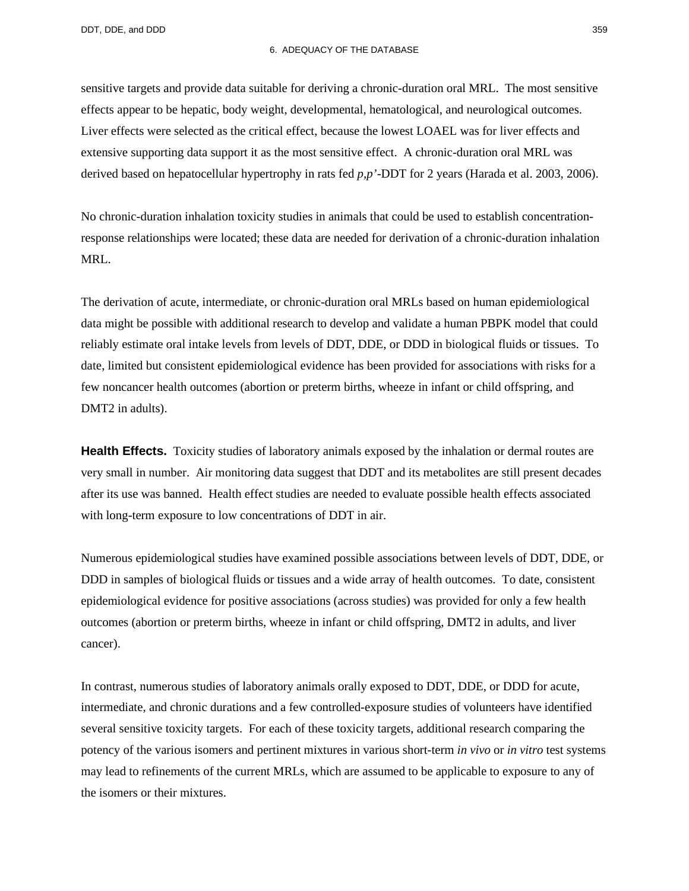sensitive targets and provide data suitable for deriving a chronic-duration oral MRL. The most sensitive effects appear to be hepatic, body weight, developmental, hematological, and neurological outcomes. Liver effects were selected as the critical effect, because the lowest LOAEL was for liver effects and extensive supporting data support it as the most sensitive effect. A chronic-duration oral MRL was derived based on hepatocellular hypertrophy in rats fed *p,p'*-DDT for 2 years (Harada et al. 2003, 2006).

No chronic-duration inhalation toxicity studies in animals that could be used to establish concentration-response relationships were located; these data are needed for derivation of a chronic-duration inhalation MRL.

The derivation of acute, intermediate, or chronic-duration oral MRLs based on human epidemiological data might be possible with additional research to develop and validate a human PBPK model that could reliably estimate oral intake levels from levels of DDT, DDE, or DDD in biological fluids or tissues. To date, limited but consistent epidemiological evidence has been provided for associations with risks for a few noncancer health outcomes (abortion or preterm births, wheeze in infant or child offspring, and DMT2 in adults).

**Health Effects.** Toxicity studies of laboratory animals exposed by the inhalation or dermal routes are very small in number. Air monitoring data suggest that DDT and its metabolites are still present decades after its use was banned. Health effect studies are needed to evaluate possible health effects associated with long-term exposure to low concentrations of DDT in air.

Numerous epidemiological studies have examined possible associations between levels of DDT, DDE, or DDD in samples of biological fluids or tissues and a wide array of health outcomes. To date, consistent epidemiological evidence for positive associations (across studies) was provided for only a few health outcomes (abortion or preterm births, wheeze in infant or child offspring, DMT2 in adults, and liver cancer).

In contrast, numerous studies of laboratory animals orally exposed to DDT, DDE, or DDD for acute, intermediate, and chronic durations and a few controlled-exposure studies of volunteers have identified several sensitive toxicity targets. For each of these toxicity targets, additional research comparing the potency of the various isomers and pertinent mixtures in various short-term *in vivo* or *in vitro* test systems may lead to refinements of the current MRLs, which are assumed to be applicable to exposure to any of the isomers or their mixtures.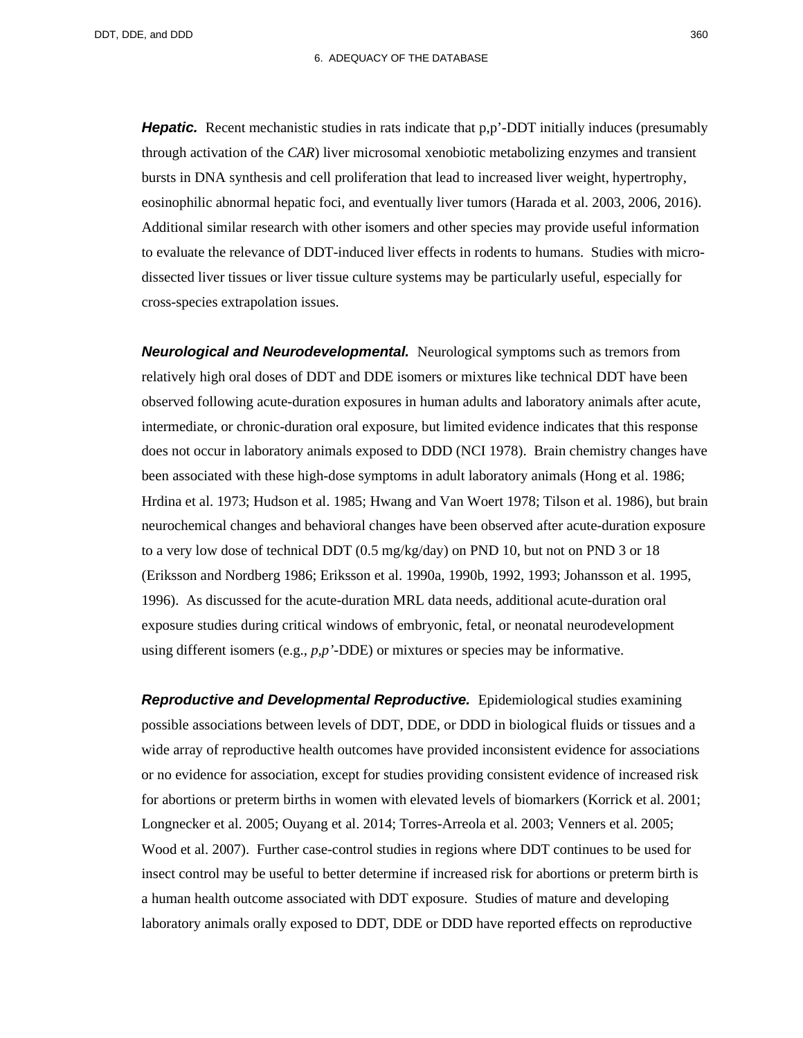***Hepatic.*** Recent mechanistic studies in rats indicate that p,p'-DDT initially induces (presumably through activation of the *CAR*) liver microsomal xenobiotic metabolizing enzymes and transient bursts in DNA synthesis and cell proliferation that lead to increased liver weight, hypertrophy, eosinophilic abnormal hepatic foci, and eventually liver tumors (Harada et al. 2003, 2006, 2016). Additional similar research with other isomers and other species may provide useful information to evaluate the relevance of DDT-induced liver effects in rodents to humans. Studies with micro-dissected liver tissues or liver tissue culture systems may be particularly useful, especially for cross-species extrapolation issues.

***Neurological and Neurodevelopmental.*** Neurological symptoms such as tremors from relatively high oral doses of DDT and DDE isomers or mixtures like technical DDT have been observed following acute-duration exposures in human adults and laboratory animals after acute, intermediate, or chronic-duration oral exposure, but limited evidence indicates that this response does not occur in laboratory animals exposed to DDD (NCI 1978). Brain chemistry changes have been associated with these high-dose symptoms in adult laboratory animals (Hong et al. 1986; Hrdina et al. 1973; Hudson et al. 1985; Hwang and Van Woert 1978; Tilson et al. 1986), but brain neurochemical changes and behavioral changes have been observed after acute-duration exposure to a very low dose of technical DDT (0.5 mg/kg/day) on PND 10, but not on PND 3 or 18 (Eriksson and Nordberg 1986; Eriksson et al. 1990a, 1990b, 1992, 1993; Johansson et al. 1995, 1996). As discussed for the acute-duration MRL data needs, additional acute-duration oral exposure studies during critical windows of embryonic, fetal, or neonatal neurodevelopment using different isomers (e.g., *p,p'*-DDE) or mixtures or species may be informative.

***Reproductive and Developmental Reproductive.*** Epidemiological studies examining possible associations between levels of DDT, DDE, or DDD in biological fluids or tissues and a wide array of reproductive health outcomes have provided inconsistent evidence for associations or no evidence for association, except for studies providing consistent evidence of increased risk for abortions or preterm births in women with elevated levels of biomarkers (Korrick et al. 2001; Longnecker et al. 2005; Ouyang et al. 2014; Torres-Arreola et al. 2003; Venners et al. 2005; Wood et al. 2007). Further case-control studies in regions where DDT continues to be used for insect control may be useful to better determine if increased risk for abortions or preterm birth is a human health outcome associated with DDT exposure. Studies of mature and developing laboratory animals orally exposed to DDT, DDE or DDD have reported effects on reproductive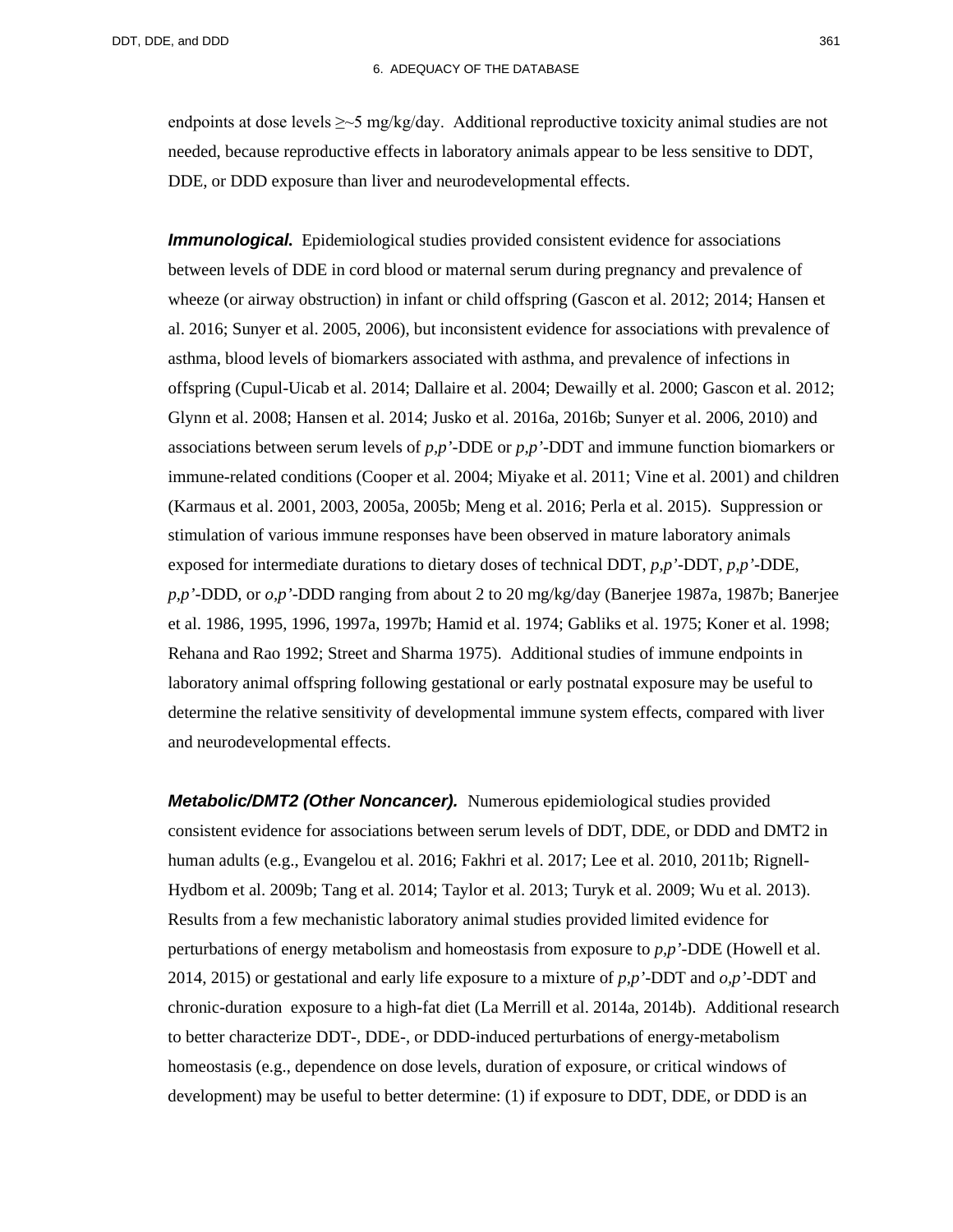endpoints at dose levels ≥~5 mg/kg/day. Additional reproductive toxicity animal studies are not needed, because reproductive effects in laboratory animals appear to be less sensitive to DDT, DDE, or DDD exposure than liver and neurodevelopmental effects.

***Immunological.*** Epidemiological studies provided consistent evidence for associations between levels of DDE in cord blood or maternal serum during pregnancy and prevalence of wheeze (or airway obstruction) in infant or child offspring (Gascon et al. 2012; 2014; Hansen et al. 2016; Sunyer et al. 2005, 2006), but inconsistent evidence for associations with prevalence of asthma, blood levels of biomarkers associated with asthma, and prevalence of infections in offspring (Cupul-Uicab et al. 2014; Dallaire et al. 2004; Dewailly et al. 2000; Gascon et al. 2012; Glynn et al. 2008; Hansen et al. 2014; Jusko et al. 2016a, 2016b; Sunyer et al. 2006, 2010) and associations between serum levels of *p,p'*-DDE or *p,p'*-DDT and immune function biomarkers or immune-related conditions (Cooper et al. 2004; Miyake et al. 2011; Vine et al. 2001) and children (Karmaus et al. 2001, 2003, 2005a, 2005b; Meng et al. 2016; Perla et al. 2015). Suppression or stimulation of various immune responses have been observed in mature laboratory animals exposed for intermediate durations to dietary doses of technical DDT, *p,p'*-DDT, *p,p'*-DDE, *p,p'*-DDD, or *o,p'*-DDD ranging from about 2 to 20 mg/kg/day (Banerjee 1987a, 1987b; Banerjee et al. 1986, 1995, 1996, 1997a, 1997b; Hamid et al. 1974; Gabliks et al. 1975; Koner et al. 1998; Rehana and Rao 1992; Street and Sharma 1975). Additional studies of immune endpoints in laboratory animal offspring following gestational or early postnatal exposure may be useful to determine the relative sensitivity of developmental immune system effects, compared with liver and neurodevelopmental effects.

***Metabolic/DMT2 (Other Noncancer).*** Numerous epidemiological studies provided consistent evidence for associations between serum levels of DDT, DDE, or DDD and DMT2 in human adults (e.g., Evangelou et al. 2016; Fakhri et al. 2017; Lee et al. 2010, 2011b; Rignell-Hydbom et al. 2009b; Tang et al. 2014; Taylor et al. 2013; Turyk et al. 2009; Wu et al. 2013). Results from a few mechanistic laboratory animal studies provided limited evidence for perturbations of energy metabolism and homeostasis from exposure to *p,p'*-DDE (Howell et al. 2014, 2015) or gestational and early life exposure to a mixture of *p,p'*-DDT and *o,p'*-DDT and chronic-duration exposure to a high-fat diet (La Merrill et al. 2014a, 2014b). Additional research to better characterize DDT-, DDE-, or DDD-induced perturbations of energy-metabolism homeostasis (e.g., dependence on dose levels, duration of exposure, or critical windows of development) may be useful to better determine: (1) if exposure to DDT, DDE, or DDD is an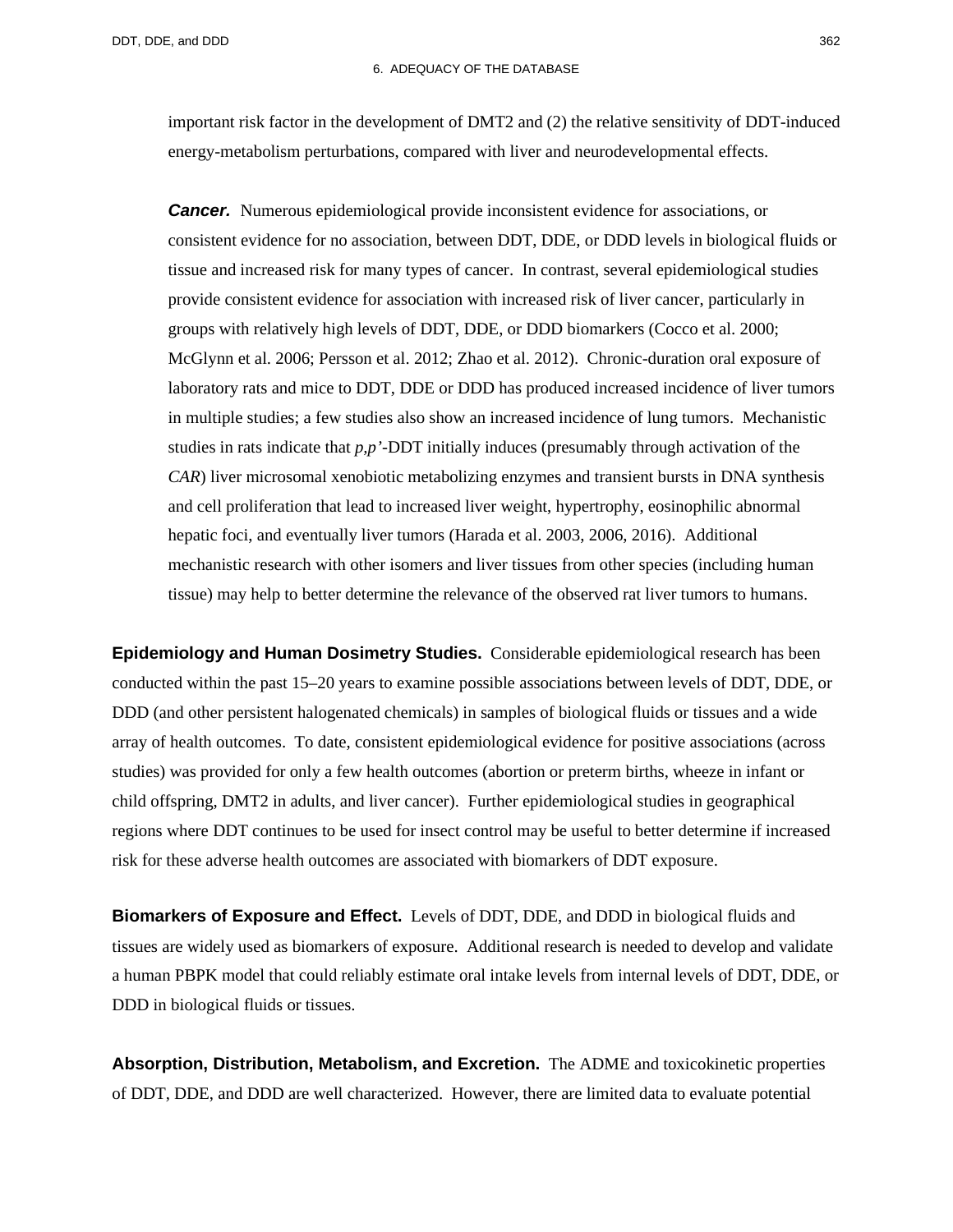important risk factor in the development of DMT2 and (2) the relative sensitivity of DDT-induced energy-metabolism perturbations, compared with liver and neurodevelopmental effects.

***Cancer.*** Numerous epidemiological provide inconsistent evidence for associations, or consistent evidence for no association, between DDT, DDE, or DDD levels in biological fluids or tissue and increased risk for many types of cancer. In contrast, several epidemiological studies provide consistent evidence for association with increased risk of liver cancer, particularly in groups with relatively high levels of DDT, DDE, or DDD biomarkers (Cocco et al. 2000; McGlynn et al. 2006; Persson et al. 2012; Zhao et al. 2012). Chronic-duration oral exposure of laboratory rats and mice to DDT, DDE or DDD has produced increased incidence of liver tumors in multiple studies; a few studies also show an increased incidence of lung tumors. Mechanistic studies in rats indicate that *p,p'*-DDT initially induces (presumably through activation of the *CAR*) liver microsomal xenobiotic metabolizing enzymes and transient bursts in DNA synthesis and cell proliferation that lead to increased liver weight, hypertrophy, eosinophilic abnormal hepatic foci, and eventually liver tumors (Harada et al. 2003, 2006, 2016). Additional mechanistic research with other isomers and liver tissues from other species (including human tissue) may help to better determine the relevance of the observed rat liver tumors to humans.

**Epidemiology and Human Dosimetry Studies.** Considerable epidemiological research has been conducted within the past 15–20 years to examine possible associations between levels of DDT, DDE, or DDD (and other persistent halogenated chemicals) in samples of biological fluids or tissues and a wide array of health outcomes. To date, consistent epidemiological evidence for positive associations (across studies) was provided for only a few health outcomes (abortion or preterm births, wheeze in infant or child offspring, DMT2 in adults, and liver cancer). Further epidemiological studies in geographical regions where DDT continues to be used for insect control may be useful to better determine if increased risk for these adverse health outcomes are associated with biomarkers of DDT exposure.

**Biomarkers of Exposure and Effect.** Levels of DDT, DDE, and DDD in biological fluids and tissues are widely used as biomarkers of exposure. Additional research is needed to develop and validate a human PBPK model that could reliably estimate oral intake levels from internal levels of DDT, DDE, or DDD in biological fluids or tissues.

**Absorption, Distribution, Metabolism, and Excretion.** The ADME and toxicokinetic properties of DDT, DDE, and DDD are well characterized. However, there are limited data to evaluate potential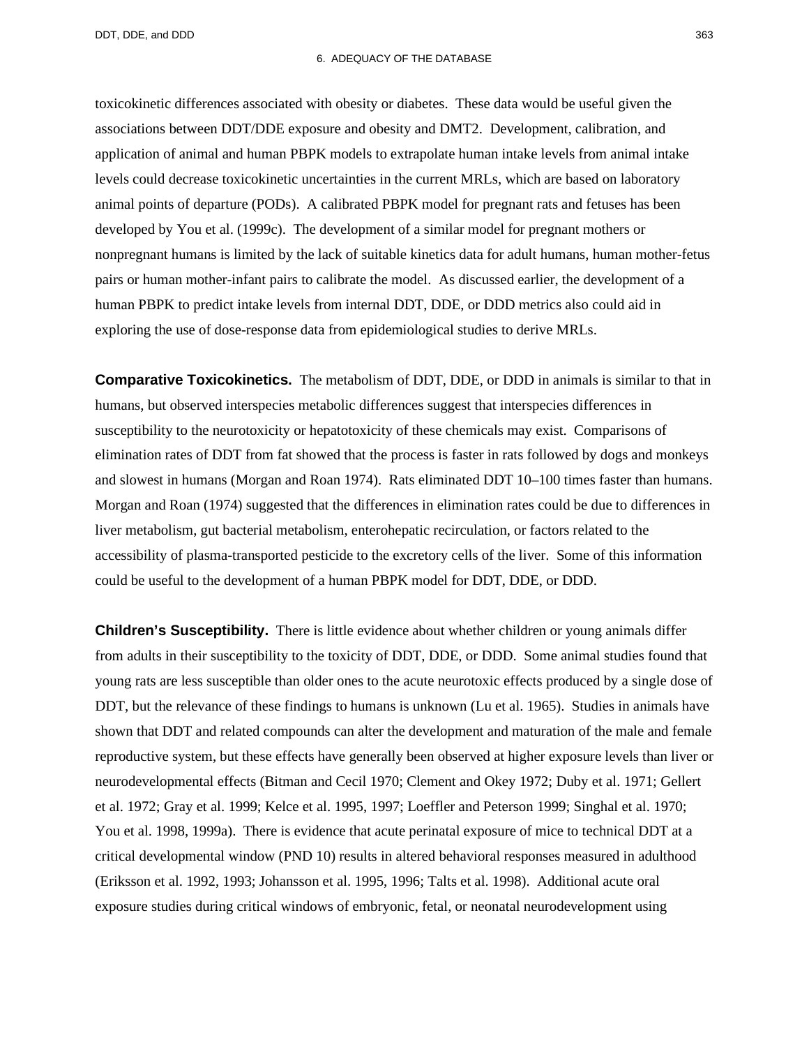toxicokinetic differences associated with obesity or diabetes. These data would be useful given the associations between DDT/DDE exposure and obesity and DMT2. Development, calibration, and application of animal and human PBPK models to extrapolate human intake levels from animal intake levels could decrease toxicokinetic uncertainties in the current MRLs, which are based on laboratory animal points of departure (PODs). A calibrated PBPK model for pregnant rats and fetuses has been developed by You et al. (1999c). The development of a similar model for pregnant mothers or nonpregnant humans is limited by the lack of suitable kinetics data for adult humans, human mother-fetus pairs or human mother-infant pairs to calibrate the model. As discussed earlier, the development of a human PBPK to predict intake levels from internal DDT, DDE, or DDD metrics also could aid in exploring the use of dose-response data from epidemiological studies to derive MRLs.

**Comparative Toxicokinetics.** The metabolism of DDT, DDE, or DDD in animals is similar to that in humans, but observed interspecies metabolic differences suggest that interspecies differences in susceptibility to the neurotoxicity or hepatotoxicity of these chemicals may exist. Comparisons of elimination rates of DDT from fat showed that the process is faster in rats followed by dogs and monkeys and slowest in humans (Morgan and Roan 1974). Rats eliminated DDT 10–100 times faster than humans. Morgan and Roan (1974) suggested that the differences in elimination rates could be due to differences in liver metabolism, gut bacterial metabolism, enterohepatic recirculation, or factors related to the accessibility of plasma-transported pesticide to the excretory cells of the liver. Some of this information could be useful to the development of a human PBPK model for DDT, DDE, or DDD.

**Children's Susceptibility.** There is little evidence about whether children or young animals differ from adults in their susceptibility to the toxicity of DDT, DDE, or DDD. Some animal studies found that young rats are less susceptible than older ones to the acute neurotoxic effects produced by a single dose of DDT, but the relevance of these findings to humans is unknown (Lu et al. 1965). Studies in animals have shown that DDT and related compounds can alter the development and maturation of the male and female reproductive system, but these effects have generally been observed at higher exposure levels than liver or neurodevelopmental effects (Bitman and Cecil 1970; Clement and Okey 1972; Duby et al. 1971; Gellert et al. 1972; Gray et al. 1999; Kelce et al. 1995, 1997; Loeffler and Peterson 1999; Singhal et al. 1970; You et al. 1998, 1999a). There is evidence that acute perinatal exposure of mice to technical DDT at a critical developmental window (PND 10) results in altered behavioral responses measured in adulthood (Eriksson et al. 1992, 1993; Johansson et al. 1995, 1996; Talts et al. 1998). Additional acute oral exposure studies during critical windows of embryonic, fetal, or neonatal neurodevelopment using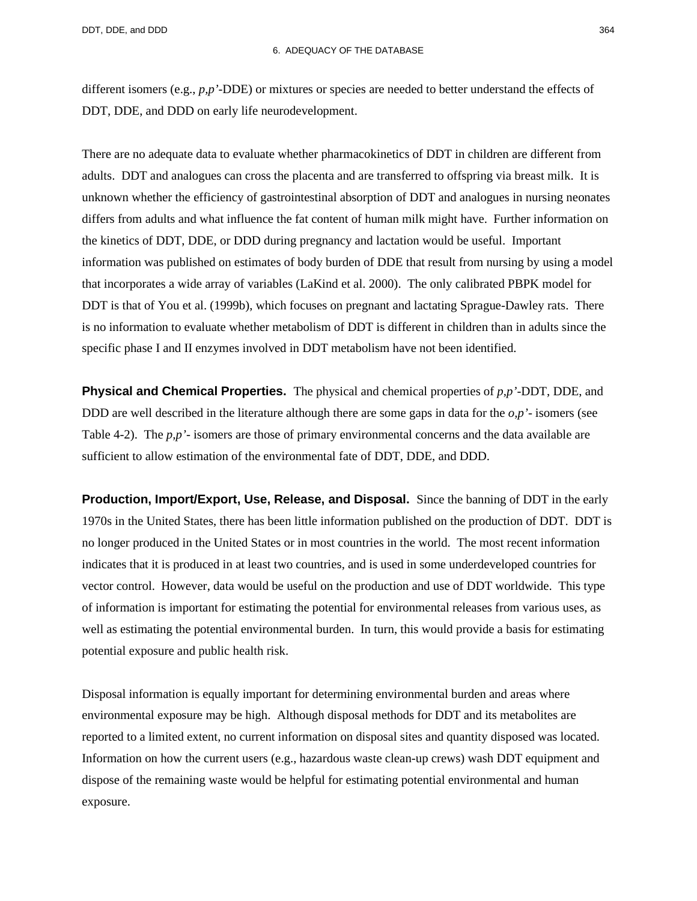different isomers (e.g., *p,p'*-DDE) or mixtures or species are needed to better understand the effects of DDT, DDE, and DDD on early life neurodevelopment.

There are no adequate data to evaluate whether pharmacokinetics of DDT in children are different from adults. DDT and analogues can cross the placenta and are transferred to offspring via breast milk. It is unknown whether the efficiency of gastrointestinal absorption of DDT and analogues in nursing neonates differs from adults and what influence the fat content of human milk might have. Further information on the kinetics of DDT, DDE, or DDD during pregnancy and lactation would be useful. Important information was published on estimates of body burden of DDE that result from nursing by using a model that incorporates a wide array of variables (LaKind et al. 2000). The only calibrated PBPK model for DDT is that of You et al. (1999b), which focuses on pregnant and lactating Sprague-Dawley rats. There is no information to evaluate whether metabolism of DDT is different in children than in adults since the specific phase I and II enzymes involved in DDT metabolism have not been identified.

**Physical and Chemical Properties.** The physical and chemical properties of *p,p'*-DDT, DDE, and DDD are well described in the literature although there are some gaps in data for the *o,p'*- isomers (see Table 4-2). The *p,p'*- isomers are those of primary environmental concerns and the data available are sufficient to allow estimation of the environmental fate of DDT, DDE, and DDD.

**Production, Import/Export, Use, Release, and Disposal.** Since the banning of DDT in the early 1970s in the United States, there has been little information published on the production of DDT. DDT is no longer produced in the United States or in most countries in the world. The most recent information indicates that it is produced in at least two countries, and is used in some underdeveloped countries for vector control. However, data would be useful on the production and use of DDT worldwide. This type of information is important for estimating the potential for environmental releases from various uses, as well as estimating the potential environmental burden. In turn, this would provide a basis for estimating potential exposure and public health risk.

Disposal information is equally important for determining environmental burden and areas where environmental exposure may be high. Although disposal methods for DDT and its metabolites are reported to a limited extent, no current information on disposal sites and quantity disposed was located. Information on how the current users (e.g., hazardous waste clean-up crews) wash DDT equipment and dispose of the remaining waste would be helpful for estimating potential environmental and human exposure.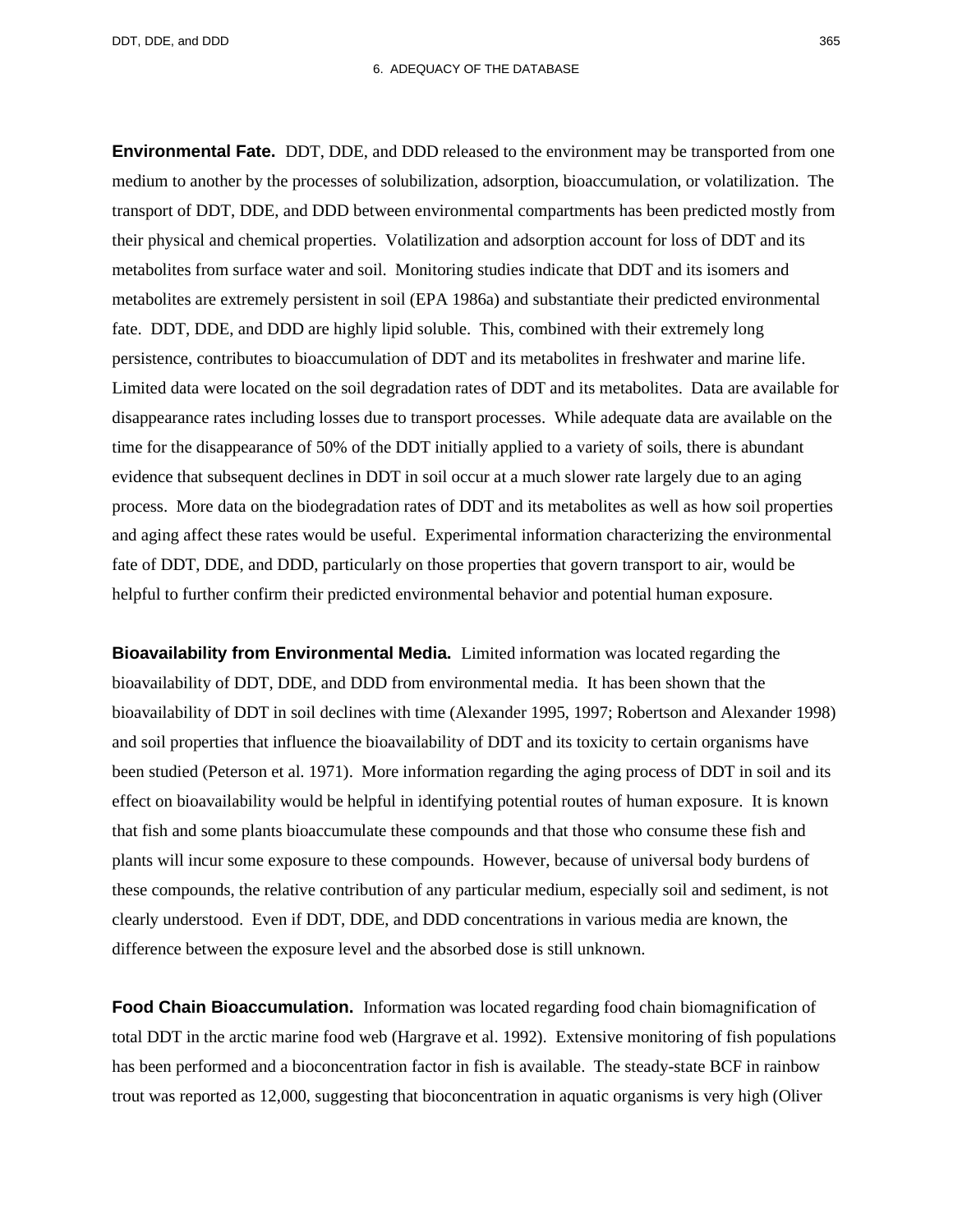**Environmental Fate.** DDT, DDE, and DDD released to the environment may be transported from one medium to another by the processes of solubilization, adsorption, bioaccumulation, or volatilization. The transport of DDT, DDE, and DDD between environmental compartments has been predicted mostly from their physical and chemical properties. Volatilization and adsorption account for loss of DDT and its metabolites from surface water and soil. Monitoring studies indicate that DDT and its isomers and metabolites are extremely persistent in soil (EPA 1986a) and substantiate their predicted environmental fate. DDT, DDE, and DDD are highly lipid soluble. This, combined with their extremely long persistence, contributes to bioaccumulation of DDT and its metabolites in freshwater and marine life. Limited data were located on the soil degradation rates of DDT and its metabolites. Data are available for disappearance rates including losses due to transport processes. While adequate data are available on the time for the disappearance of 50% of the DDT initially applied to a variety of soils, there is abundant evidence that subsequent declines in DDT in soil occur at a much slower rate largely due to an aging process. More data on the biodegradation rates of DDT and its metabolites as well as how soil properties and aging affect these rates would be useful. Experimental information characterizing the environmental fate of DDT, DDE, and DDD, particularly on those properties that govern transport to air, would be helpful to further confirm their predicted environmental behavior and potential human exposure.

**Bioavailability from Environmental Media.** Limited information was located regarding the bioavailability of DDT, DDE, and DDD from environmental media. It has been shown that the bioavailability of DDT in soil declines with time (Alexander 1995, 1997; Robertson and Alexander 1998) and soil properties that influence the bioavailability of DDT and its toxicity to certain organisms have been studied (Peterson et al. 1971). More information regarding the aging process of DDT in soil and its effect on bioavailability would be helpful in identifying potential routes of human exposure. It is known that fish and some plants bioaccumulate these compounds and that those who consume these fish and plants will incur some exposure to these compounds. However, because of universal body burdens of these compounds, the relative contribution of any particular medium, especially soil and sediment, is not clearly understood. Even if DDT, DDE, and DDD concentrations in various media are known, the difference between the exposure level and the absorbed dose is still unknown.

**Food Chain Bioaccumulation.** Information was located regarding food chain biomagnification of total DDT in the arctic marine food web (Hargrave et al. 1992). Extensive monitoring of fish populations has been performed and a bioconcentration factor in fish is available. The steady-state BCF in rainbow trout was reported as 12,000, suggesting that bioconcentration in aquatic organisms is very high (Oliver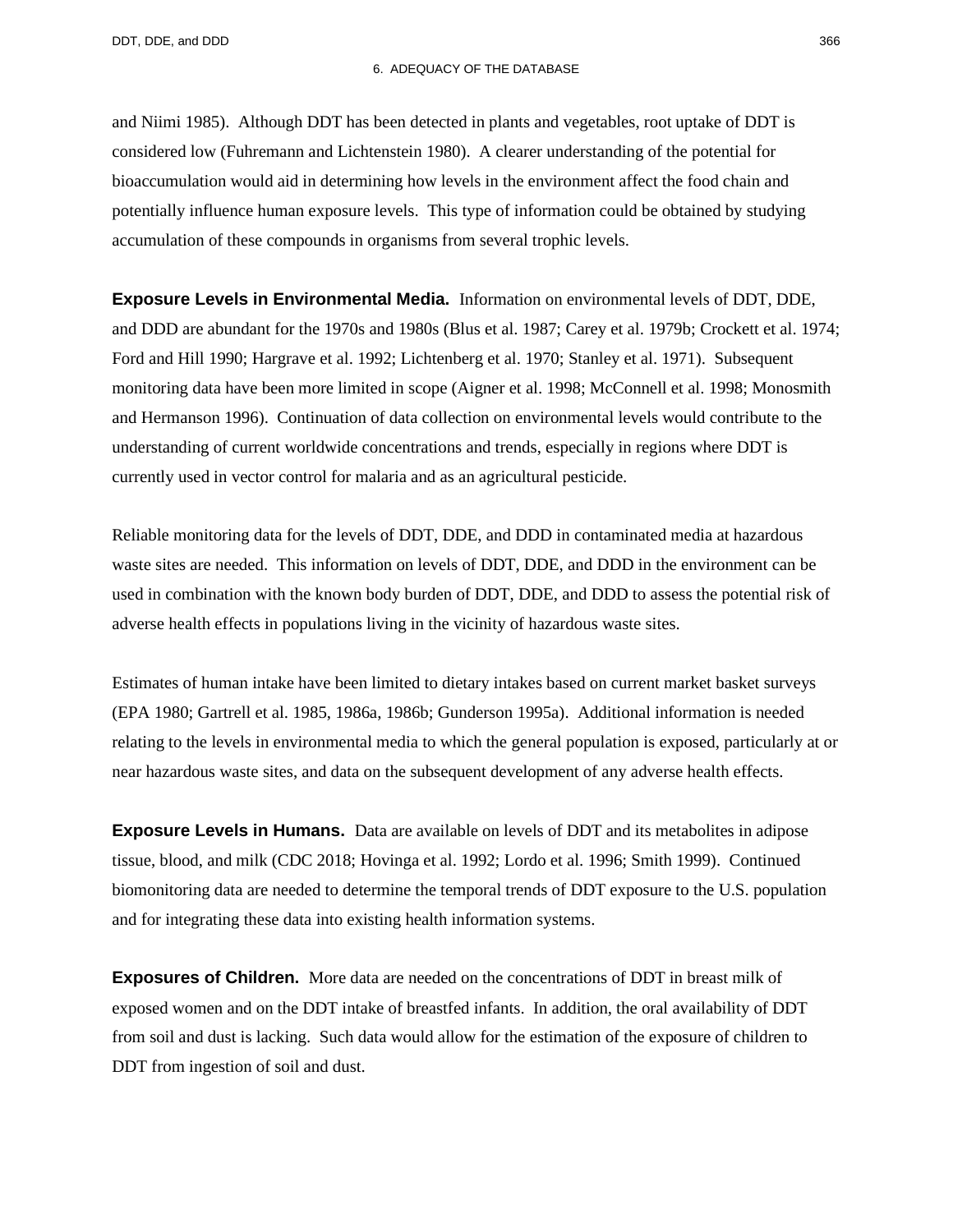and Niimi 1985). Although DDT has been detected in plants and vegetables, root uptake of DDT is considered low (Fuhremann and Lichtenstein 1980). A clearer understanding of the potential for bioaccumulation would aid in determining how levels in the environment affect the food chain and potentially influence human exposure levels. This type of information could be obtained by studying accumulation of these compounds in organisms from several trophic levels.

**Exposure Levels in Environmental Media.** Information on environmental levels of DDT, DDE, and DDD are abundant for the 1970s and 1980s (Blus et al. 1987; Carey et al. 1979b; Crockett et al. 1974; Ford and Hill 1990; Hargrave et al. 1992; Lichtenberg et al. 1970; Stanley et al. 1971). Subsequent monitoring data have been more limited in scope (Aigner et al. 1998; McConnell et al. 1998; Monosmith and Hermanson 1996). Continuation of data collection on environmental levels would contribute to the understanding of current worldwide concentrations and trends, especially in regions where DDT is currently used in vector control for malaria and as an agricultural pesticide.

Reliable monitoring data for the levels of DDT, DDE, and DDD in contaminated media at hazardous waste sites are needed. This information on levels of DDT, DDE, and DDD in the environment can be used in combination with the known body burden of DDT, DDE, and DDD to assess the potential risk of adverse health effects in populations living in the vicinity of hazardous waste sites.

Estimates of human intake have been limited to dietary intakes based on current market basket surveys (EPA 1980; Gartrell et al. 1985, 1986a, 1986b; Gunderson 1995a). Additional information is needed relating to the levels in environmental media to which the general population is exposed, particularly at or near hazardous waste sites, and data on the subsequent development of any adverse health effects.

**Exposure Levels in Humans.** Data are available on levels of DDT and its metabolites in adipose tissue, blood, and milk (CDC 2018; Hovinga et al. 1992; Lordo et al. 1996; Smith 1999). Continued biomonitoring data are needed to determine the temporal trends of DDT exposure to the U.S. population and for integrating these data into existing health information systems.

**Exposures of Children.** More data are needed on the concentrations of DDT in breast milk of exposed women and on the DDT intake of breastfed infants. In addition, the oral availability of DDT from soil and dust is lacking. Such data would allow for the estimation of the exposure of children to DDT from ingestion of soil and dust.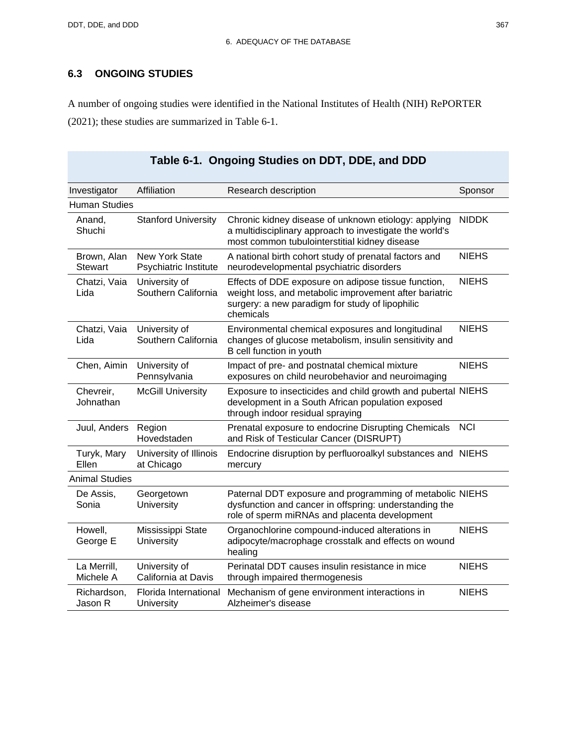## 6.3 ONGOING STUDIES

A number of ongoing studies were identified in the National Institutes of Health (NIH) RePORTER (2021); these studies are summarized in Table 6-1.

**Table 6-1. Ongoing Studies on DDT, DDE, and DDD**

| Investigator | Affiliation | Research description | Sponsor |
|---|---|---|---|
| Human Studies | | | |
| Anand, Shuchi | Stanford University | Chronic kidney disease of unknown etiology: applying a multidisciplinary approach to investigate the world's most common tubulointerstitial kidney disease | NIDDK |
| Brown, Alan Stewart | New York State Psychiatric Institute | A national birth cohort study of prenatal factors and neurodevelopmental psychiatric disorders | NIEHS |
| Chatzi, Vaia Lida | University of Southern California | Effects of DDE exposure on adipose tissue function, weight loss, and metabolic improvement after bariatric surgery: a new paradigm for study of lipophilic chemicals | NIEHS |
| Chatzi, Vaia Lida | University of Southern California | Environmental chemical exposures and longitudinal changes of glucose metabolism, insulin sensitivity and B cell function in youth | NIEHS |
| Chen, Aimin | University of Pennsylvania | Impact of pre- and postnatal chemical mixture exposures on child neurobehavior and neuroimaging | NIEHS |
| Chevreir, Johnathan | McGill University | Exposure to insecticides and child growth and pubertal development in a South African population exposed through indoor residual spraying | NIEHS |
| Juul, Anders | Region Hovedstaden | Prenatal exposure to endocrine Disrupting Chemicals and Risk of Testicular Cancer (DISRUPT) | NCI |
| Turyk, Mary Ellen | University of Illinois at Chicago | Endocrine disruption by perfluoroalkyl substances and mercury | NIEHS |
| Animal Studies | | | |
| De Assis, Sonia | Georgetown University | Paternal DDT exposure and programming of metabolic dysfunction and cancer in offspring: understanding the role of sperm miRNAs and placenta development | NIEHS |
| Howell, George E | Mississippi State University | Organochlorine compound-induced alterations in adipocyte/macrophage crosstalk and effects on wound healing | NIEHS |
| La Merrill, Michele A | University of California at Davis | Perinatal DDT causes insulin resistance in mice through impaired thermogenesis | NIEHS |
| Richardson, Jason R | Florida International University | Mechanism of gene environment interactions in Alzheimer's disease | NIEHS |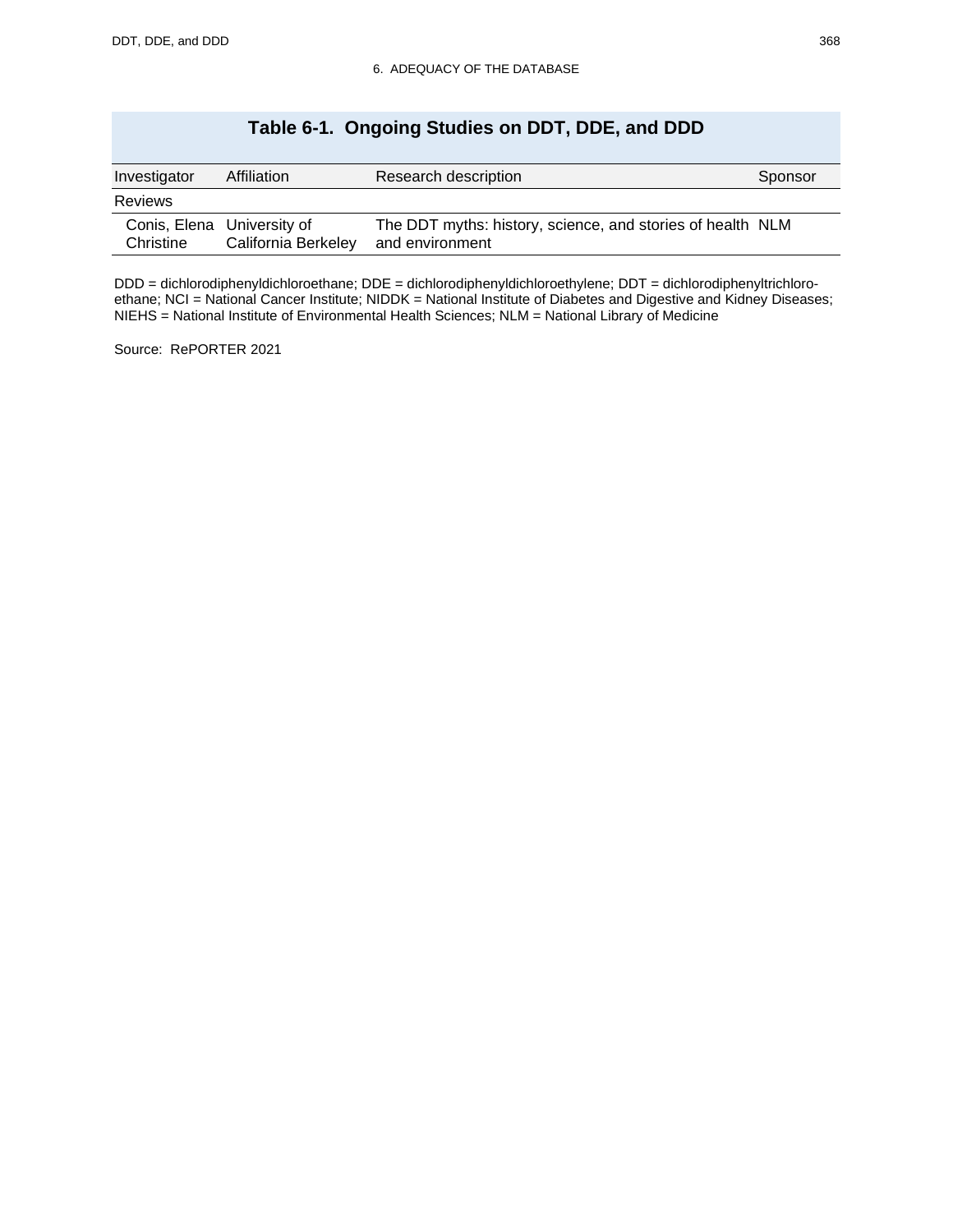6. ADEQUACY OF THE DATABASE

## Table 6-1. Ongoing Studies on DDT, DDE, and DDD

| Investigator | Affiliation | Research description | Sponsor |
|---|---|---|---|
| Reviews | | | |
| Conis, Elena Christine | University of California Berkeley | The DDT myths: history, science, and stories of health and environment | NLM |

DDD = dichlorodiphenyldichloroethane; DDE = dichlorodiphenyldichloroethylene; DDT = dichlorodiphenyltrichloroethane; NCI = National Cancer Institute; NIDDK = National Institute of Diabetes and Digestive and Kidney Diseases; NIEHS = National Institute of Environmental Health Sciences; NLM = National Library of Medicine

Source: RePORTER 2021